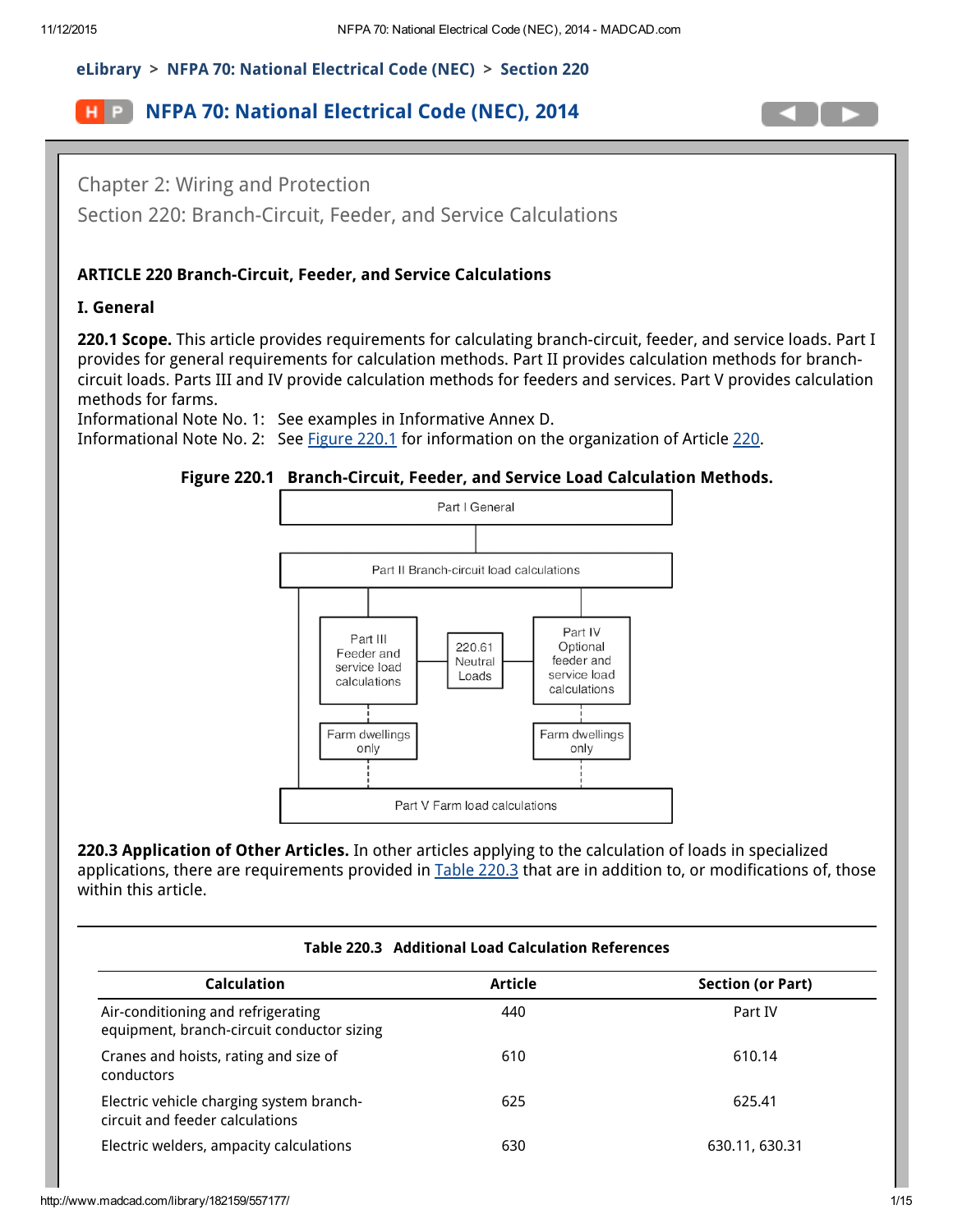eLibrary > NFPA 70: National Electrical Code (NEC) > Section 220

# NFPA 70: National Electrical Code (NEC), 2014

Chapter 2: Wiring and Protection

Section 220: Branch-Circuit, Feeder, and Service Calculations

## ARTICLE 220 Branch-Circuit, Feeder, and Service Calculations

### I. General

**220.1 Scope.** This article provides requirements for calculating branch-circuit, feeder, and service loads. Part I provides for general requirements for calculation methods. Part II provides calculation methods for branch-circuit loads. Parts III and IV provide calculation methods for feeders and services. Part V provides calculation methods for farms.

Informational Note No. 1: See examples in Informative Annex D.

Informational Note No. 2: See Figure 220.1 for information on the organization of Article 220.

**Figure 220.1 Branch-Circuit, Feeder, and Service Load Calculation Methods.**

Part I General

Part II Branch-circuit load calculations

Part III Feeder and service load calculations

220.61 Neutral Loads

Part IV Optional feeder and service load calculations

Farm dwellings only

Farm dwellings only

Part V Farm load calculations

**220.3 Application of Other Articles.** In other articles applying to the calculation of loads in specialized applications, there are requirements provided in Table 220.3 that are in addition to, or modifications of, those within this article.

**Table 220.3 Additional Load Calculation References**

| Calculation | Article | Section (or Part) |
|---|---|---|
| Air-conditioning and refrigerating equipment, branch-circuit conductor sizing | 440 | Part IV |
| Cranes and hoists, rating and size of conductors | 610 | 610.14 |
| Electric vehicle charging system branch-circuit and feeder calculations | 625 | 625.41 |
| Electric welders, ampacity calculations | 630 | 630.11, 630.31 |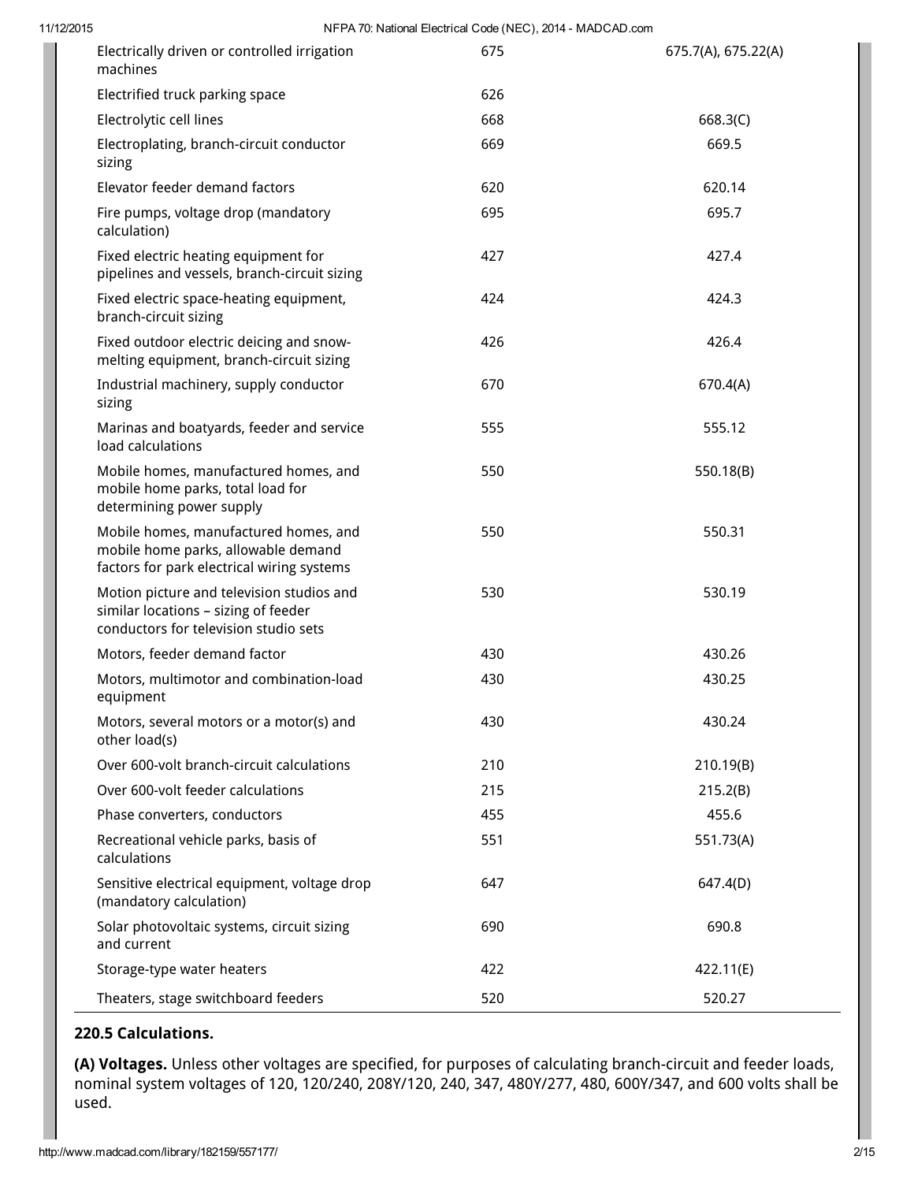| | | |
|---|---|---|
| Electrically driven or controlled irrigation machines | 675 | 675.7(A), 675.22(A) |
| Electrified truck parking space | 626 | |
| Electrolytic cell lines | 668 | 668.3(C) |
| Electroplating, branch-circuit conductor sizing | 669 | 669.5 |
| Elevator feeder demand factors | 620 | 620.14 |
| Fire pumps, voltage drop (mandatory calculation) | 695 | 695.7 |
| Fixed electric heating equipment for pipelines and vessels, branch-circuit sizing | 427 | 427.4 |
| Fixed electric space-heating equipment, branch-circuit sizing | 424 | 424.3 |
| Fixed outdoor electric deicing and snow-melting equipment, branch-circuit sizing | 426 | 426.4 |
| Industrial machinery, supply conductor sizing | 670 | 670.4(A) |
| Marinas and boatyards, feeder and service load calculations | 555 | 555.12 |
| Mobile homes, manufactured homes, and mobile home parks, total load for determining power supply | 550 | 550.18(B) |
| Mobile homes, manufactured homes, and mobile home parks, allowable demand factors for park electrical wiring systems | 550 | 550.31 |
| Motion picture and television studios and similar locations – sizing of feeder conductors for television studio sets | 530 | 530.19 |
| Motors, feeder demand factor | 430 | 430.26 |
| Motors, multimotor and combination-load equipment | 430 | 430.25 |
| Motors, several motors or a motor(s) and other load(s) | 430 | 430.24 |
| Over 600-volt branch-circuit calculations | 210 | 210.19(B) |
| Over 600-volt feeder calculations | 215 | 215.2(B) |
| Phase converters, conductors | 455 | 455.6 |
| Recreational vehicle parks, basis of calculations | 551 | 551.73(A) |
| Sensitive electrical equipment, voltage drop (mandatory calculation) | 647 | 647.4(D) |
| Solar photovoltaic systems, circuit sizing and current | 690 | 690.8 |
| Storage-type water heaters | 422 | 422.11(E) |
| Theaters, stage switchboard feeders | 520 | 520.27 |

**220.5 Calculations.**

**(A) Voltages.** Unless other voltages are specified, for purposes of calculating branch-circuit and feeder loads, nominal system voltages of 120, 120/240, 208Y/120, 240, 347, 480Y/277, 480, 600Y/347, and 600 volts shall be used.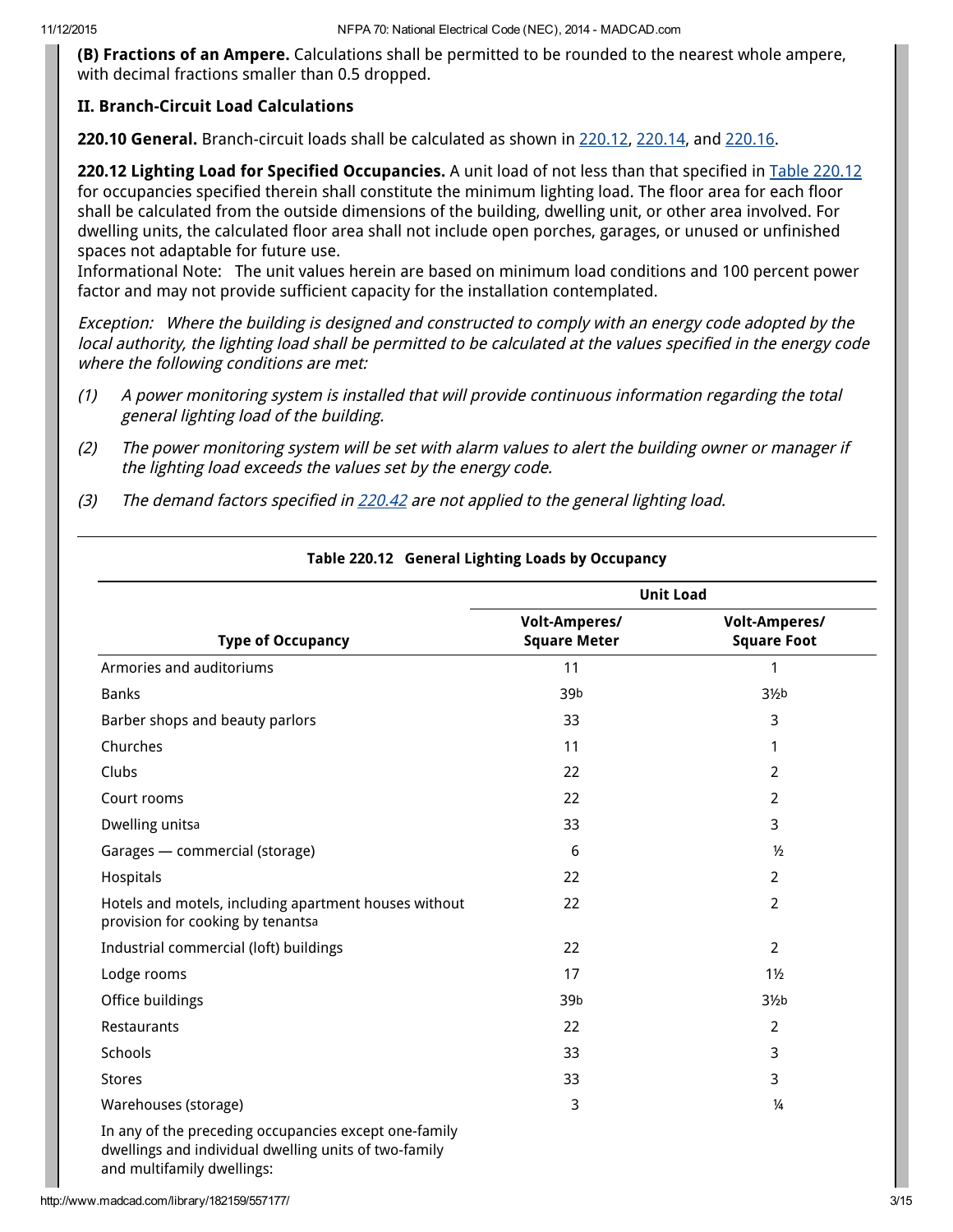**(B) Fractions of an Ampere.** Calculations shall be permitted to be rounded to the nearest whole ampere, with decimal fractions smaller than 0.5 dropped.

### II. Branch-Circuit Load Calculations

**220.10 General.** Branch-circuit loads shall be calculated as shown in 220.12, 220.14, and 220.16.

**220.12 Lighting Load for Specified Occupancies.** A unit load of not less than that specified in Table 220.12 for occupancies specified therein shall constitute the minimum lighting load. The floor area for each floor shall be calculated from the outside dimensions of the building, dwelling unit, or other area involved. For dwelling units, the calculated floor area shall not include open porches, garages, or unused or unfinished spaces not adaptable for future use.
Informational Note: The unit values herein are based on minimum load conditions and 100 percent power factor and may not provide sufficient capacity for the installation contemplated.

*Exception: Where the building is designed and constructed to comply with an energy code adopted by the local authority, the lighting load shall be permitted to be calculated at the values specified in the energy code where the following conditions are met:*

*(1) A power monitoring system is installed that will provide continuous information regarding the total general lighting load of the building.*

*(2) The power monitoring system will be set with alarm values to alert the building owner or manager if the lighting load exceeds the values set by the energy code.*

*(3) The demand factors specified in 220.42 are not applied to the general lighting load.*

**Table 220.12 General Lighting Loads by Occupancy**

| | Unit Load | |
|---|---|---|
| **Type of Occupancy** | **Volt-Amperes/ Square Meter** | **Volt-Amperes/ Square Foot** |
| Armories and auditoriums | 11 | 1 |
| Banks | 39[b] | 3½[b] |
| Barber shops and beauty parlors | 33 | 3 |
| Churches | 11 | 1 |
| Clubs | 22 | 2 |
| Court rooms | 22 | 2 |
| Dwelling units[a] | 33 | 3 |
| Garages — commercial (storage) | 6 | ½ |
| Hospitals | 22 | 2 |
| Hotels and motels, including apartment houses without provision for cooking by tenants[a] | 22 | 2 |
| Industrial commercial (loft) buildings | 22 | 2 |
| Lodge rooms | 17 | 1½ |
| Office buildings | 39[b] | 3½[b] |
| Restaurants | 22 | 2 |
| Schools | 33 | 3 |
| Stores | 33 | 3 |
| Warehouses (storage) | 3 | ¼ |
| In any of the preceding occupancies except one-family dwellings and individual dwelling units of two-family and multifamily dwellings: | | |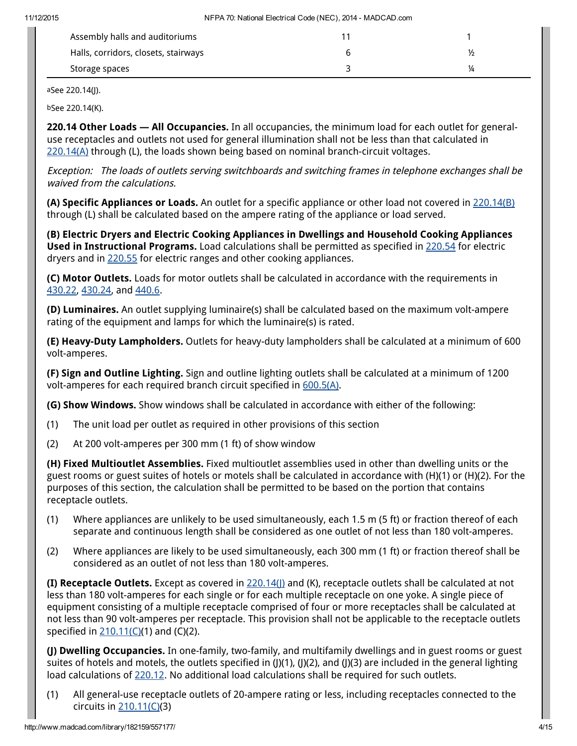| | | |
|---|---|---|
| Assembly halls and auditoriums | 11 | 1 |
| Halls, corridors, closets, stairways | 6 | ½ |
| Storage spaces | 3 | ¼ |

[a]See 220.14(J).

[b]See 220.14(K).

**220.14 Other Loads — All Occupancies.** In all occupancies, the minimum load for each outlet for general-use receptacles and outlets not used for general illumination shall not be less than that calculated in 220.14(A) through (L), the loads shown being based on nominal branch-circuit voltages.

*Exception: The loads of outlets serving switchboards and switching frames in telephone exchanges shall be waived from the calculations.*

**(A) Specific Appliances or Loads.** An outlet for a specific appliance or other load not covered in 220.14(B) through (L) shall be calculated based on the ampere rating of the appliance or load served.

**(B) Electric Dryers and Electric Cooking Appliances in Dwellings and Household Cooking Appliances Used in Instructional Programs.** Load calculations shall be permitted as specified in 220.54 for electric dryers and in 220.55 for electric ranges and other cooking appliances.

**(C) Motor Outlets.** Loads for motor outlets shall be calculated in accordance with the requirements in 430.22, 430.24, and 440.6.

**(D) Luminaires.** An outlet supplying luminaire(s) shall be calculated based on the maximum volt-ampere rating of the equipment and lamps for which the luminaire(s) is rated.

**(E) Heavy-Duty Lampholders.** Outlets for heavy-duty lampholders shall be calculated at a minimum of 600 volt-amperes.

**(F) Sign and Outline Lighting.** Sign and outline lighting outlets shall be calculated at a minimum of 1200 volt-amperes for each required branch circuit specified in 600.5(A).

**(G) Show Windows.** Show windows shall be calculated in accordance with either of the following:

(1) The unit load per outlet as required in other provisions of this section

(2) At 200 volt-amperes per 300 mm (1 ft) of show window

**(H) Fixed Multioutlet Assemblies.** Fixed multioutlet assemblies used in other than dwelling units or the guest rooms or guest suites of hotels or motels shall be calculated in accordance with (H)(1) or (H)(2). For the purposes of this section, the calculation shall be permitted to be based on the portion that contains receptacle outlets.

(1) Where appliances are unlikely to be used simultaneously, each 1.5 m (5 ft) or fraction thereof of each separate and continuous length shall be considered as one outlet of not less than 180 volt-amperes.

(2) Where appliances are likely to be used simultaneously, each 300 mm (1 ft) or fraction thereof shall be considered as an outlet of not less than 180 volt-amperes.

**(I) Receptacle Outlets.** Except as covered in 220.14(J) and (K), receptacle outlets shall be calculated at not less than 180 volt-amperes for each single or for each multiple receptacle on one yoke. A single piece of equipment consisting of a multiple receptacle comprised of four or more receptacles shall be calculated at not less than 90 volt-amperes per receptacle. This provision shall not be applicable to the receptacle outlets specified in 210.11(C)(1) and (C)(2).

**(J) Dwelling Occupancies.** In one-family, two-family, and multifamily dwellings and in guest rooms or guest suites of hotels and motels, the outlets specified in (J)(1), (J)(2), and (J)(3) are included in the general lighting load calculations of 220.12. No additional load calculations shall be required for such outlets.

(1) All general-use receptacle outlets of 20-ampere rating or less, including receptacles connected to the circuits in 210.11(C)(3)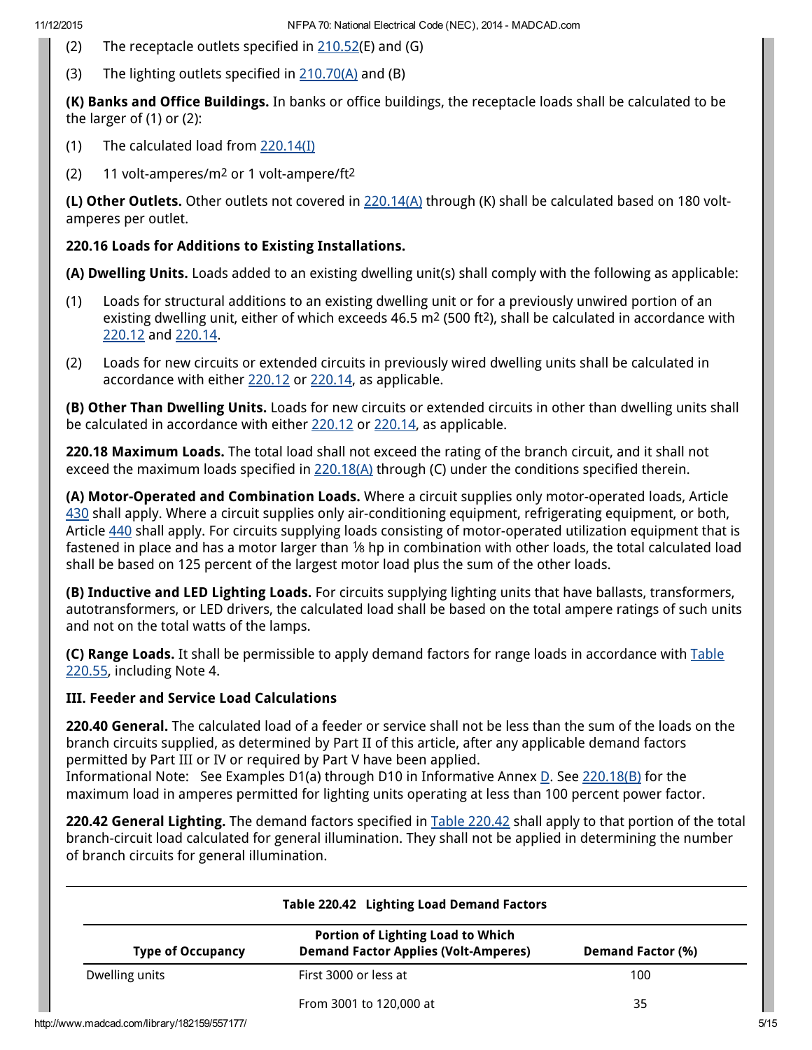(2) The receptacle outlets specified in 210.52(E) and (G)

(3) The lighting outlets specified in 210.70(A) and (B)

**(K) Banks and Office Buildings.** In banks or office buildings, the receptacle loads shall be calculated to be the larger of (1) or (2):

(1) The calculated load from 220.14(I)

(2) 11 volt-amperes/m$^2$ or 1 volt-ampere/ft$^2$

**(L) Other Outlets.** Other outlets not covered in 220.14(A) through (K) shall be calculated based on 180 volt-amperes per outlet.

**220.16 Loads for Additions to Existing Installations.**

**(A) Dwelling Units.** Loads added to an existing dwelling unit(s) shall comply with the following as applicable:

(1) Loads for structural additions to an existing dwelling unit or for a previously unwired portion of an existing dwelling unit, either of which exceeds 46.5 m$^2$ (500 ft$^2$), shall be calculated in accordance with 220.12 and 220.14.

(2) Loads for new circuits or extended circuits in previously wired dwelling units shall be calculated in accordance with either 220.12 or 220.14, as applicable.

**(B) Other Than Dwelling Units.** Loads for new circuits or extended circuits in other than dwelling units shall be calculated in accordance with either 220.12 or 220.14, as applicable.

**220.18 Maximum Loads.** The total load shall not exceed the rating of the branch circuit, and it shall not exceed the maximum loads specified in 220.18(A) through (C) under the conditions specified therein.

**(A) Motor-Operated and Combination Loads.** Where a circuit supplies only motor-operated loads, Article 430 shall apply. Where a circuit supplies only air-conditioning equipment, refrigerating equipment, or both, Article 440 shall apply. For circuits supplying loads consisting of motor-operated utilization equipment that is fastened in place and has a motor larger than ⅛ hp in combination with other loads, the total calculated load shall be based on 125 percent of the largest motor load plus the sum of the other loads.

**(B) Inductive and LED Lighting Loads.** For circuits supplying lighting units that have ballasts, transformers, autotransformers, or LED drivers, the calculated load shall be based on the total ampere ratings of such units and not on the total watts of the lamps.

**(C) Range Loads.** It shall be permissible to apply demand factors for range loads in accordance with Table 220.55, including Note 4.

### III. Feeder and Service Load Calculations

**220.40 General.** The calculated load of a feeder or service shall not be less than the sum of the loads on the branch circuits supplied, as determined by Part II of this article, after any applicable demand factors permitted by Part III or IV or required by Part V have been applied.
Informational Note: See Examples D1(a) through D10 in Informative Annex D. See 220.18(B) for the maximum load in amperes permitted for lighting units operating at less than 100 percent power factor.

**220.42 General Lighting.** The demand factors specified in Table 220.42 shall apply to that portion of the total branch-circuit load calculated for general illumination. They shall not be applied in determining the number of branch circuits for general illumination.

**Table 220.42 Lighting Load Demand Factors**

| Type of Occupancy | Portion of Lighting Load to Which Demand Factor Applies (Volt-Amperes) | Demand Factor (%) |
|---|---|---|
| Dwelling units | First 3000 or less at | 100 |
| | From 3001 to 120,000 at | 35 |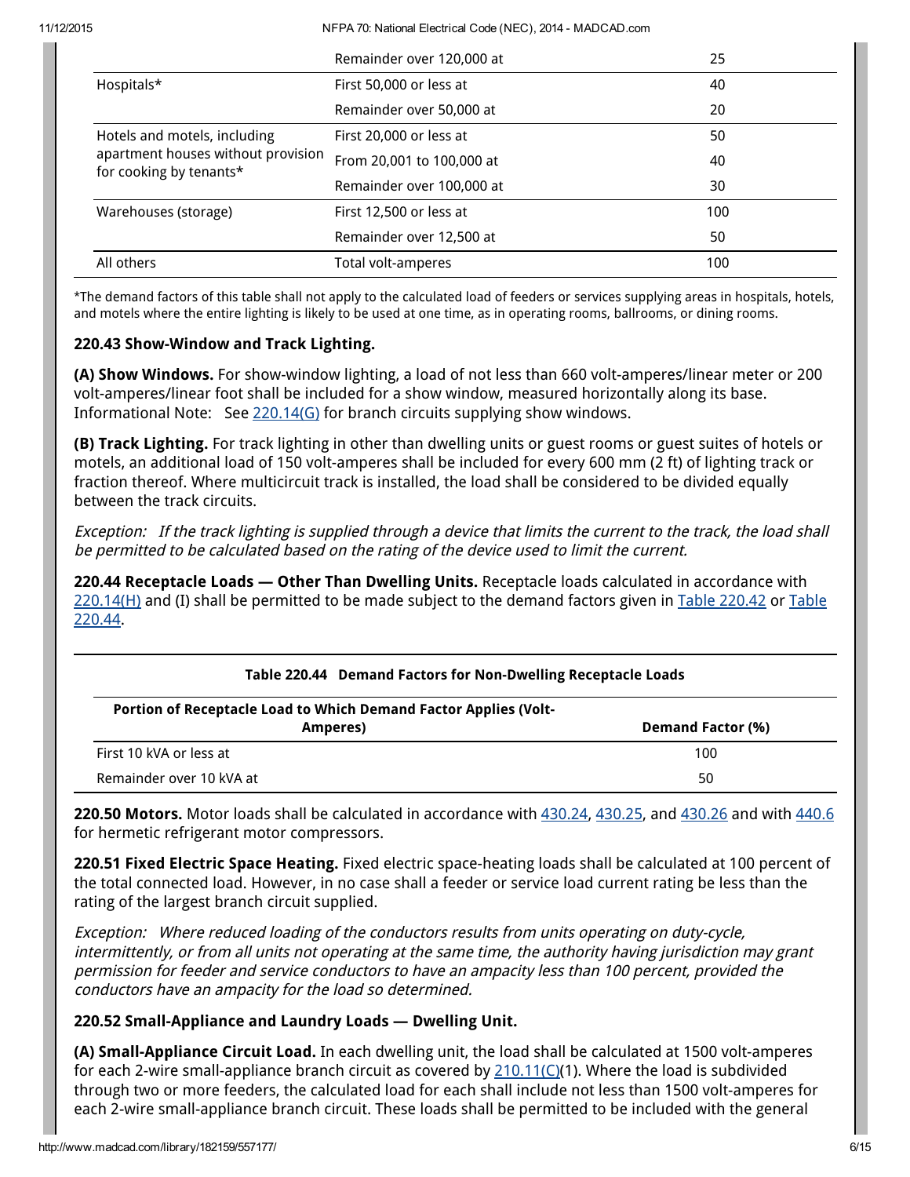| | Remainder over 120,000 at | 25 |
|---|---|---|
| Hospitals* | First 50,000 or less at | 40 |
| | Remainder over 50,000 at | 20 |
| Hotels and motels, including apartment houses without provision for cooking by tenants* | First 20,000 or less at | 50 |
| | From 20,001 to 100,000 at | 40 |
| | Remainder over 100,000 at | 30 |
| Warehouses (storage) | First 12,500 or less at | 100 |
| | Remainder over 12,500 at | 50 |
| All others | Total volt-amperes | 100 |

*The demand factors of this table shall not apply to the calculated load of feeders or services supplying areas in hospitals, hotels, and motels where the entire lighting is likely to be used at one time, as in operating rooms, ballrooms, or dining rooms.

### 220.43 Show-Window and Track Lighting.

**(A) Show Windows.** For show-window lighting, a load of not less than 660 volt-amperes/linear meter or 200 volt-amperes/linear foot shall be included for a show window, measured horizontally along its base.
Informational Note: See 220.14(G) for branch circuits supplying show windows.

**(B) Track Lighting.** For track lighting in other than dwelling units or guest rooms or guest suites of hotels or motels, an additional load of 150 volt-amperes shall be included for every 600 mm (2 ft) of lighting track or fraction thereof. Where multicircuit track is installed, the load shall be considered to be divided equally between the track circuits.

*Exception: If the track lighting is supplied through a device that limits the current to the track, the load shall be permitted to be calculated based on the rating of the device used to limit the current.*

**220.44 Receptacle Loads — Other Than Dwelling Units.** Receptacle loads calculated in accordance with 220.14(H) and (I) shall be permitted to be made subject to the demand factors given in Table 220.42 or Table 220.44.

**Table 220.44 Demand Factors for Non-Dwelling Receptacle Loads**

| Portion of Receptacle Load to Which Demand Factor Applies (Volt-Amperes) | Demand Factor (%) |
|---|---|
| First 10 kVA or less at | 100 |
| Remainder over 10 kVA at | 50 |

**220.50 Motors.** Motor loads shall be calculated in accordance with 430.24, 430.25, and 430.26 and with 440.6 for hermetic refrigerant motor compressors.

**220.51 Fixed Electric Space Heating.** Fixed electric space-heating loads shall be calculated at 100 percent of the total connected load. However, in no case shall a feeder or service load current rating be less than the rating of the largest branch circuit supplied.

*Exception: Where reduced loading of the conductors results from units operating on duty-cycle, intermittently, or from all units not operating at the same time, the authority having jurisdiction may grant permission for feeder and service conductors to have an ampacity less than 100 percent, provided the conductors have an ampacity for the load so determined.*

### 220.52 Small-Appliance and Laundry Loads — Dwelling Unit.

**(A) Small-Appliance Circuit Load.** In each dwelling unit, the load shall be calculated at 1500 volt-amperes for each 2-wire small-appliance branch circuit as covered by 210.11(C)(1). Where the load is subdivided through two or more feeders, the calculated load for each shall include not less than 1500 volt-amperes for each 2-wire small-appliance branch circuit. These loads shall be permitted to be included with the general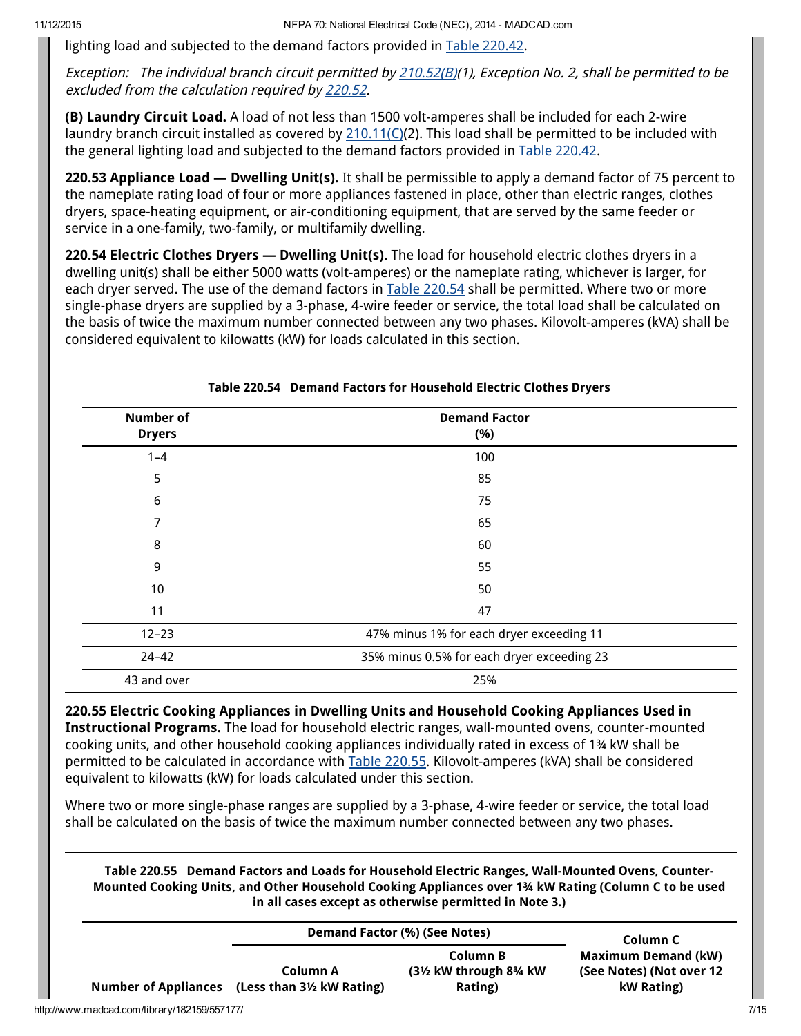lighting load and subjected to the demand factors provided in Table 220.42.

*Exception: The individual branch circuit permitted by 210.52(B)(1), Exception No. 2, shall be permitted to be excluded from the calculation required by 220.52.*

**(B) Laundry Circuit Load.** A load of not less than 1500 volt-amperes shall be included for each 2-wire laundry branch circuit installed as covered by 210.11(C)(2). This load shall be permitted to be included with the general lighting load and subjected to the demand factors provided in Table 220.42.

**220.53 Appliance Load — Dwelling Unit(s).** It shall be permissible to apply a demand factor of 75 percent to the nameplate rating load of four or more appliances fastened in place, other than electric ranges, clothes dryers, space-heating equipment, or air-conditioning equipment, that are served by the same feeder or service in a one-family, two-family, or multifamily dwelling.

**220.54 Electric Clothes Dryers — Dwelling Unit(s).** The load for household electric clothes dryers in a dwelling unit(s) shall be either 5000 watts (volt-amperes) or the nameplate rating, whichever is larger, for each dryer served. The use of the demand factors in Table 220.54 shall be permitted. Where two or more single-phase dryers are supplied by a 3-phase, 4-wire feeder or service, the total load shall be calculated on the basis of twice the maximum number connected between any two phases. Kilovolt-amperes (kVA) shall be considered equivalent to kilowatts (kW) for loads calculated in this section.

**Table 220.54 Demand Factors for Household Electric Clothes Dryers**

| Number of Dryers | Demand Factor (%) |
|---|---|
| 1–4 | 100 |
| 5 | 85 |
| 6 | 75 |
| 7 | 65 |
| 8 | 60 |
| 9 | 55 |
| 10 | 50 |
| 11 | 47 |
| 12–23 | 47% minus 1% for each dryer exceeding 11 |
| 24–42 | 35% minus 0.5% for each dryer exceeding 23 |
| 43 and over | 25% |

**220.55 Electric Cooking Appliances in Dwelling Units and Household Cooking Appliances Used in Instructional Programs.** The load for household electric ranges, wall-mounted ovens, counter-mounted cooking units, and other household cooking appliances individually rated in excess of 1¾ kW shall be permitted to be calculated in accordance with Table 220.55. Kilovolt-amperes (kVA) shall be considered equivalent to kilowatts (kW) for loads calculated under this section.

Where two or more single-phase ranges are supplied by a 3-phase, 4-wire feeder or service, the total load shall be calculated on the basis of twice the maximum number connected between any two phases.

**Table 220.55 Demand Factors and Loads for Household Electric Ranges, Wall-Mounted Ovens, Counter-Mounted Cooking Units, and Other Household Cooking Appliances over 1¾ kW Rating (Column C to be used in all cases except as otherwise permitted in Note 3.)**

| | Demand Factor (%) (See Notes) | | Column C |
|---|---|---|---|
| Number of Appliances | Column A (Less than 3½ kW Rating) | Column B (3½ kW through 8¾ kW Rating) | Maximum Demand (kW) (See Notes) (Not over 12 kW Rating) |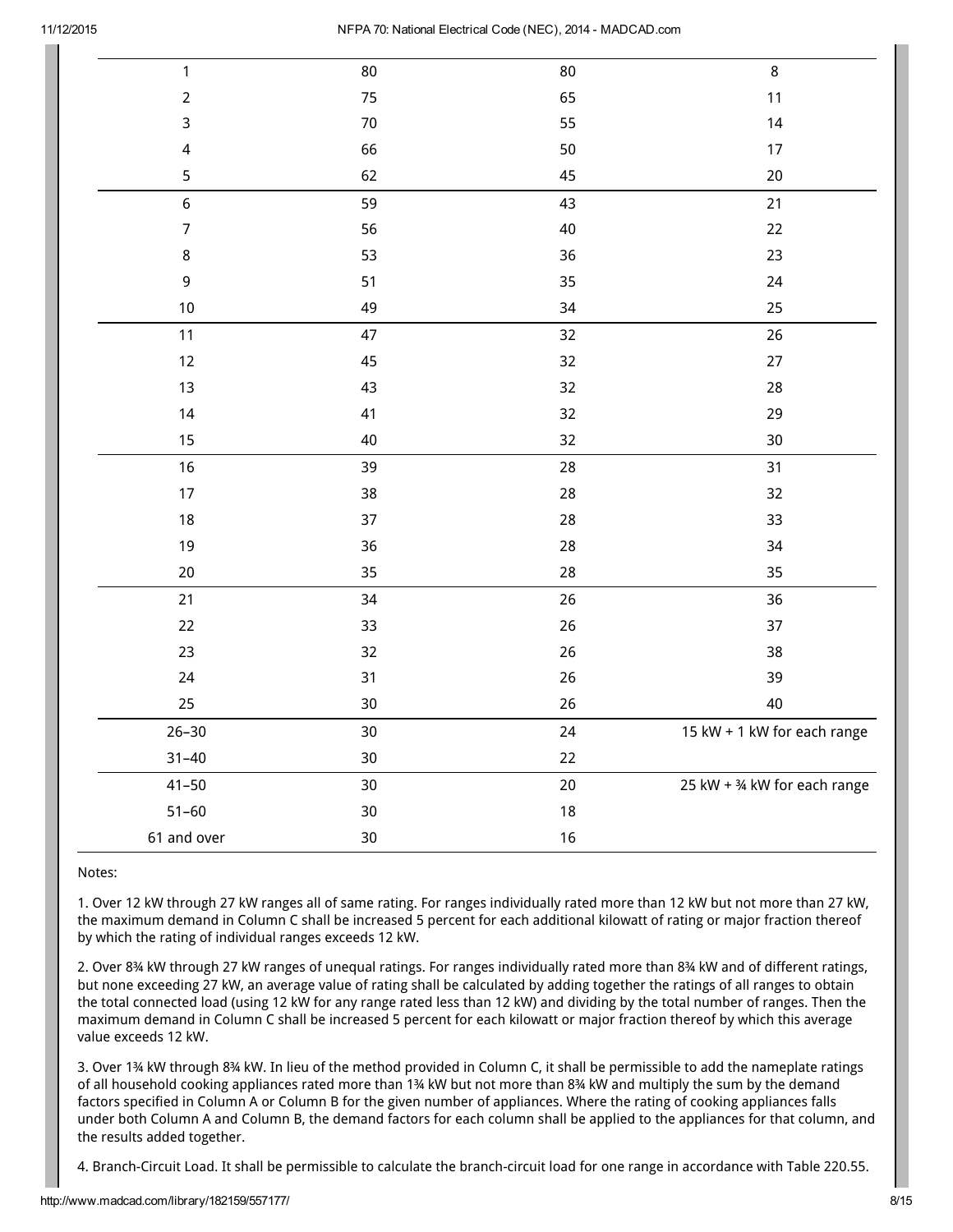| | | | |
|---|---|---|---|
| 1 | 80 | 80 | 8 |
| 2 | 75 | 65 | 11 |
| 3 | 70 | 55 | 14 |
| 4 | 66 | 50 | 17 |
| 5 | 62 | 45 | 20 |
| 6 | 59 | 43 | 21 |
| 7 | 56 | 40 | 22 |
| 8 | 53 | 36 | 23 |
| 9 | 51 | 35 | 24 |
| 10 | 49 | 34 | 25 |
| 11 | 47 | 32 | 26 |
| 12 | 45 | 32 | 27 |
| 13 | 43 | 32 | 28 |
| 14 | 41 | 32 | 29 |
| 15 | 40 | 32 | 30 |
| 16 | 39 | 28 | 31 |
| 17 | 38 | 28 | 32 |
| 18 | 37 | 28 | 33 |
| 19 | 36 | 28 | 34 |
| 20 | 35 | 28 | 35 |
| 21 | 34 | 26 | 36 |
| 22 | 33 | 26 | 37 |
| 23 | 32 | 26 | 38 |
| 24 | 31 | 26 | 39 |
| 25 | 30 | 26 | 40 |
| 26–30 | 30 | 24 | 15 kW + 1 kW for each range |
| 31–40 | 30 | 22 | |
| 41–50 | 30 | 20 | 25 kW + ¾ kW for each range |
| 51–60 | 30 | 18 | |
| 61 and over | 30 | 16 | |

Notes:

1. Over 12 kW through 27 kW ranges all of same rating. For ranges individually rated more than 12 kW but not more than 27 kW, the maximum demand in Column C shall be increased 5 percent for each additional kilowatt of rating or major fraction thereof by which the rating of individual ranges exceeds 12 kW.

2. Over 8¾ kW through 27 kW ranges of unequal ratings. For ranges individually rated more than 8¾ kW and of different ratings, but none exceeding 27 kW, an average value of rating shall be calculated by adding together the ratings of all ranges to obtain the total connected load (using 12 kW for any range rated less than 12 kW) and dividing by the total number of ranges. Then the maximum demand in Column C shall be increased 5 percent for each kilowatt or major fraction thereof by which this average value exceeds 12 kW.

3. Over 1¾ kW through 8¾ kW. In lieu of the method provided in Column C, it shall be permissible to add the nameplate ratings of all household cooking appliances rated more than 1¾ kW but not more than 8¾ kW and multiply the sum by the demand factors specified in Column A or Column B for the given number of appliances. Where the rating of cooking appliances falls under both Column A and Column B, the demand factors for each column shall be applied to the appliances for that column, and the results added together.

4. Branch-Circuit Load. It shall be permissible to calculate the branch-circuit load for one range in accordance with Table 220.55.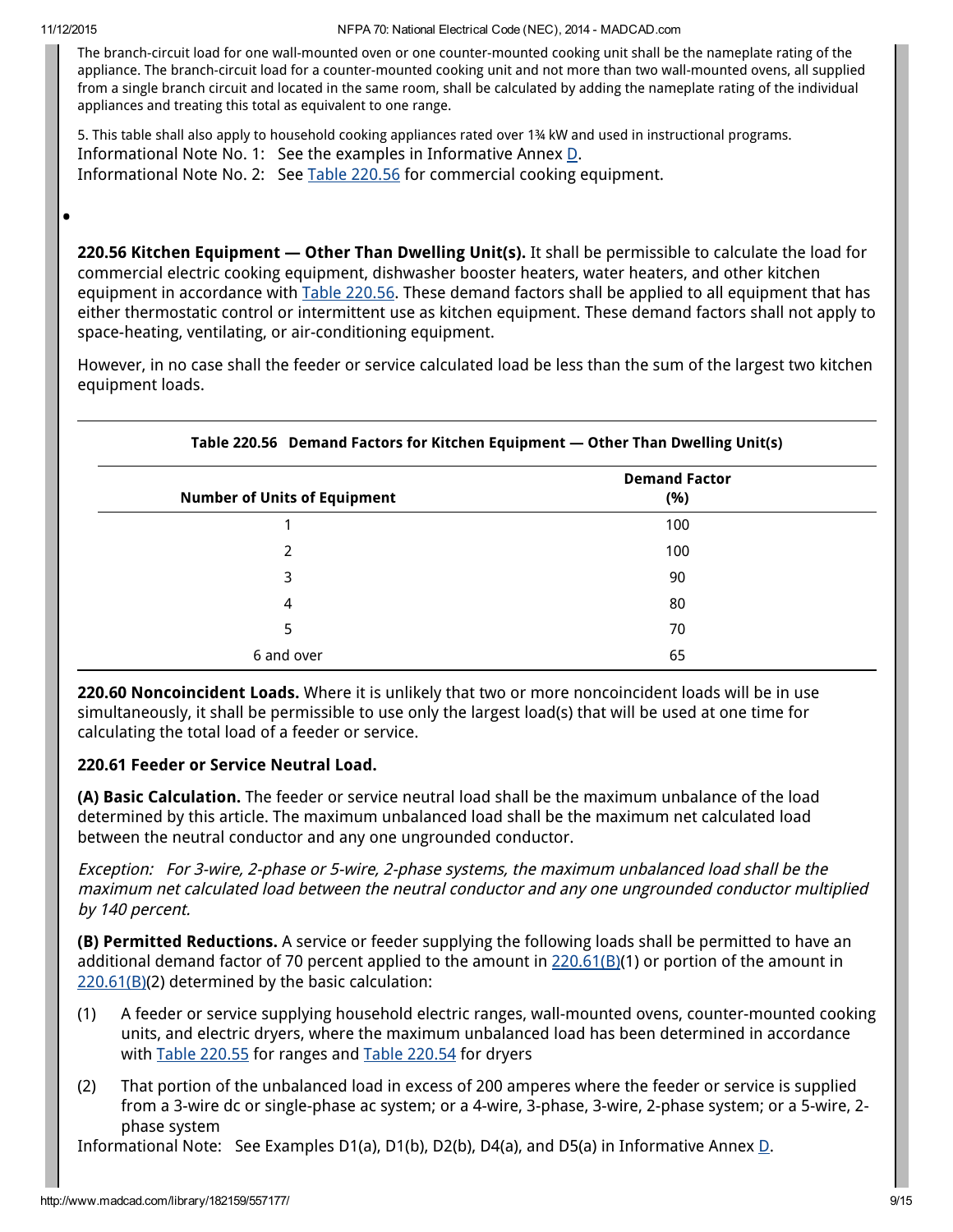The branch-circuit load for one wall-mounted oven or one counter-mounted cooking unit shall be the nameplate rating of the appliance. The branch-circuit load for a counter-mounted cooking unit and not more than two wall-mounted ovens, all supplied from a single branch circuit and located in the same room, shall be calculated by adding the nameplate rating of the individual appliances and treating this total as equivalent to one range.

5. This table shall also apply to household cooking appliances rated over 1¾ kW and used in instructional programs.
Informational Note No. 1: See the examples in Informative Annex D.
Informational Note No. 2: See Table 220.56 for commercial cooking equipment.

**220.56 Kitchen Equipment — Other Than Dwelling Unit(s).** It shall be permissible to calculate the load for commercial electric cooking equipment, dishwasher booster heaters, water heaters, and other kitchen equipment in accordance with Table 220.56. These demand factors shall be applied to all equipment that has either thermostatic control or intermittent use as kitchen equipment. These demand factors shall not apply to space-heating, ventilating, or air-conditioning equipment.

However, in no case shall the feeder or service calculated load be less than the sum of the largest two kitchen equipment loads.

**Table 220.56 Demand Factors for Kitchen Equipment — Other Than Dwelling Unit(s)**

| Number of Units of Equipment | Demand Factor (%) |
|---|---|
| 1 | 100 |
| 2 | 100 |
| 3 | 90 |
| 4 | 80 |
| 5 | 70 |
| 6 and over | 65 |

**220.60 Noncoincident Loads.** Where it is unlikely that two or more noncoincident loads will be in use simultaneously, it shall be permissible to use only the largest load(s) that will be used at one time for calculating the total load of a feeder or service.

**220.61 Feeder or Service Neutral Load.**

**(A) Basic Calculation.** The feeder or service neutral load shall be the maximum unbalance of the load determined by this article. The maximum unbalanced load shall be the maximum net calculated load between the neutral conductor and any one ungrounded conductor.

*Exception: For 3-wire, 2-phase or 5-wire, 2-phase systems, the maximum unbalanced load shall be the maximum net calculated load between the neutral conductor and any one ungrounded conductor multiplied by 140 percent.*

**(B) Permitted Reductions.** A service or feeder supplying the following loads shall be permitted to have an additional demand factor of 70 percent applied to the amount in 220.61(B)(1) or portion of the amount in 220.61(B)(2) determined by the basic calculation:

(1) A feeder or service supplying household electric ranges, wall-mounted ovens, counter-mounted cooking units, and electric dryers, where the maximum unbalanced load has been determined in accordance with Table 220.55 for ranges and Table 220.54 for dryers

(2) That portion of the unbalanced load in excess of 200 amperes where the feeder or service is supplied from a 3-wire dc or single-phase ac system; or a 4-wire, 3-phase, 3-wire, 2-phase system; or a 5-wire, 2-phase system

Informational Note: See Examples D1(a), D1(b), D2(b), D4(a), and D5(a) in Informative Annex D.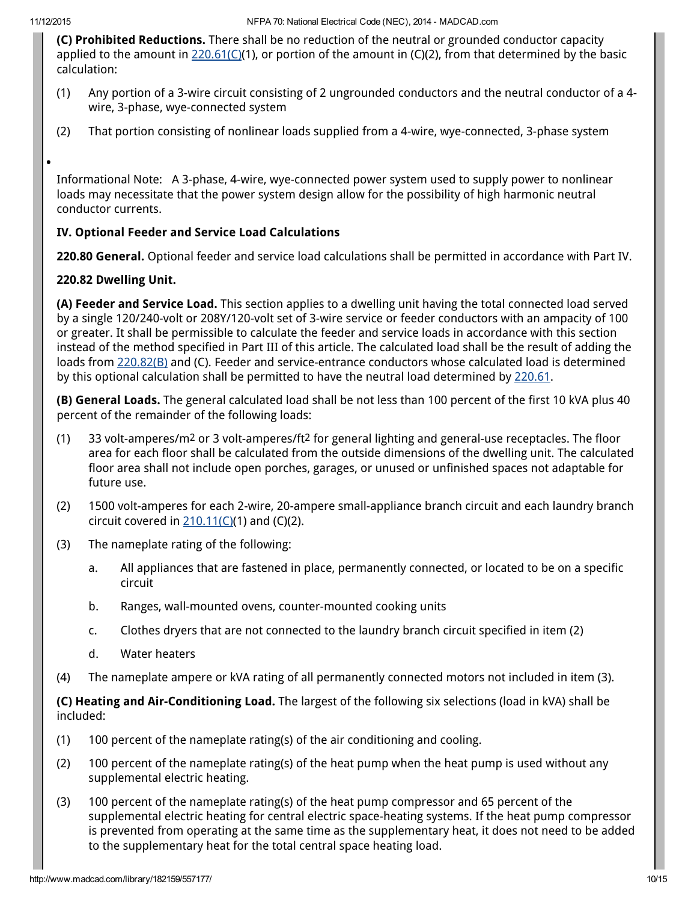**(C) Prohibited Reductions.** There shall be no reduction of the neutral or grounded conductor capacity applied to the amount in 220.61(C)(1), or portion of the amount in (C)(2), from that determined by the basic calculation:

(1) Any portion of a 3-wire circuit consisting of 2 ungrounded conductors and the neutral conductor of a 4-wire, 3-phase, wye-connected system

(2) That portion consisting of nonlinear loads supplied from a 4-wire, wye-connected, 3-phase system

Informational Note: A 3-phase, 4-wire, wye-connected power system used to supply power to nonlinear loads may necessitate that the power system design allow for the possibility of high harmonic neutral conductor currents.

**IV. Optional Feeder and Service Load Calculations**

**220.80 General.** Optional feeder and service load calculations shall be permitted in accordance with Part IV.

**220.82 Dwelling Unit.**

**(A) Feeder and Service Load.** This section applies to a dwelling unit having the total connected load served by a single 120/240-volt or 208Y/120-volt set of 3-wire service or feeder conductors with an ampacity of 100 or greater. It shall be permissible to calculate the feeder and service loads in accordance with this section instead of the method specified in Part III of this article. The calculated load shall be the result of adding the loads from 220.82(B) and (C). Feeder and service-entrance conductors whose calculated load is determined by this optional calculation shall be permitted to have the neutral load determined by 220.61.

**(B) General Loads.** The general calculated load shall be not less than 100 percent of the first 10 kVA plus 40 percent of the remainder of the following loads:

(1) 33 volt-amperes/$m^2$ or 3 volt-amperes/$ft^2$ for general lighting and general-use receptacles. The floor area for each floor shall be calculated from the outside dimensions of the dwelling unit. The calculated floor area shall not include open porches, garages, or unused or unfinished spaces not adaptable for future use.

(2) 1500 volt-amperes for each 2-wire, 20-ampere small-appliance branch circuit and each laundry branch circuit covered in 210.11(C)(1) and (C)(2).

(3) The nameplate rating of the following:

  a. All appliances that are fastened in place, permanently connected, or located to be on a specific circuit

  b. Ranges, wall-mounted ovens, counter-mounted cooking units

  c. Clothes dryers that are not connected to the laundry branch circuit specified in item (2)

  d. Water heaters

(4) The nameplate ampere or kVA rating of all permanently connected motors not included in item (3).

**(C) Heating and Air-Conditioning Load.** The largest of the following six selections (load in kVA) shall be included:

(1) 100 percent of the nameplate rating(s) of the air conditioning and cooling.

(2) 100 percent of the nameplate rating(s) of the heat pump when the heat pump is used without any supplemental electric heating.

(3) 100 percent of the nameplate rating(s) of the heat pump compressor and 65 percent of the supplemental electric heating for central electric space-heating systems. If the heat pump compressor is prevented from operating at the same time as the supplementary heat, it does not need to be added to the supplementary heat for the total central space heating load.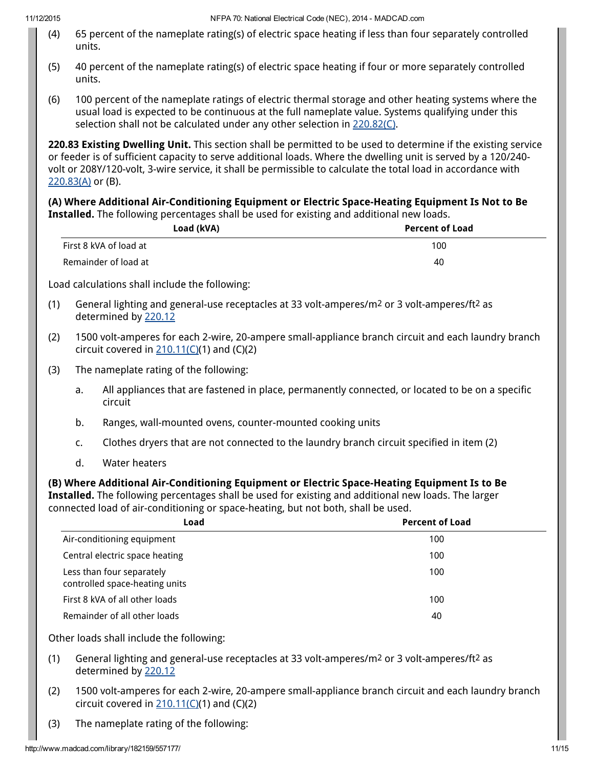(4) 65 percent of the nameplate rating(s) of electric space heating if less than four separately controlled units.

(5) 40 percent of the nameplate rating(s) of electric space heating if four or more separately controlled units.

(6) 100 percent of the nameplate ratings of electric thermal storage and other heating systems where the usual load is expected to be continuous at the full nameplate value. Systems qualifying under this selection shall not be calculated under any other selection in 220.82(C).

**220.83 Existing Dwelling Unit.** This section shall be permitted to be used to determine if the existing service or feeder is of sufficient capacity to serve additional loads. Where the dwelling unit is served by a 120/240-volt or 208Y/120-volt, 3-wire service, it shall be permissible to calculate the total load in accordance with 220.83(A) or (B).

**(A) Where Additional Air-Conditioning Equipment or Electric Space-Heating Equipment Is Not to Be Installed.** The following percentages shall be used for existing and additional new loads.

| Load (kVA) | Percent of Load |
|---|---|
| First 8 kVA of load at | 100 |
| Remainder of load at | 40 |

Load calculations shall include the following:

(1) General lighting and general-use receptacles at 33 volt-amperes/m$^2$ or 3 volt-amperes/ft$^2$ as determined by 220.12

(2) 1500 volt-amperes for each 2-wire, 20-ampere small-appliance branch circuit and each laundry branch circuit covered in 210.11(C)(1) and (C)(2)

(3) The nameplate rating of the following:

   a. All appliances that are fastened in place, permanently connected, or located to be on a specific circuit

   b. Ranges, wall-mounted ovens, counter-mounted cooking units

   c. Clothes dryers that are not connected to the laundry branch circuit specified in item (2)

   d. Water heaters

**(B) Where Additional Air-Conditioning Equipment or Electric Space-Heating Equipment Is to Be Installed.** The following percentages shall be used for existing and additional new loads. The larger connected load of air-conditioning or space-heating, but not both, shall be used.

| Load | Percent of Load |
|---|---|
| Air-conditioning equipment | 100 |
| Central electric space heating | 100 |
| Less than four separately controlled space-heating units | 100 |
| First 8 kVA of all other loads | 100 |
| Remainder of all other loads | 40 |

Other loads shall include the following:

(1) General lighting and general-use receptacles at 33 volt-amperes/m$^2$ or 3 volt-amperes/ft$^2$ as determined by 220.12

(2) 1500 volt-amperes for each 2-wire, 20-ampere small-appliance branch circuit and each laundry branch circuit covered in 210.11(C)(1) and (C)(2)

(3) The nameplate rating of the following: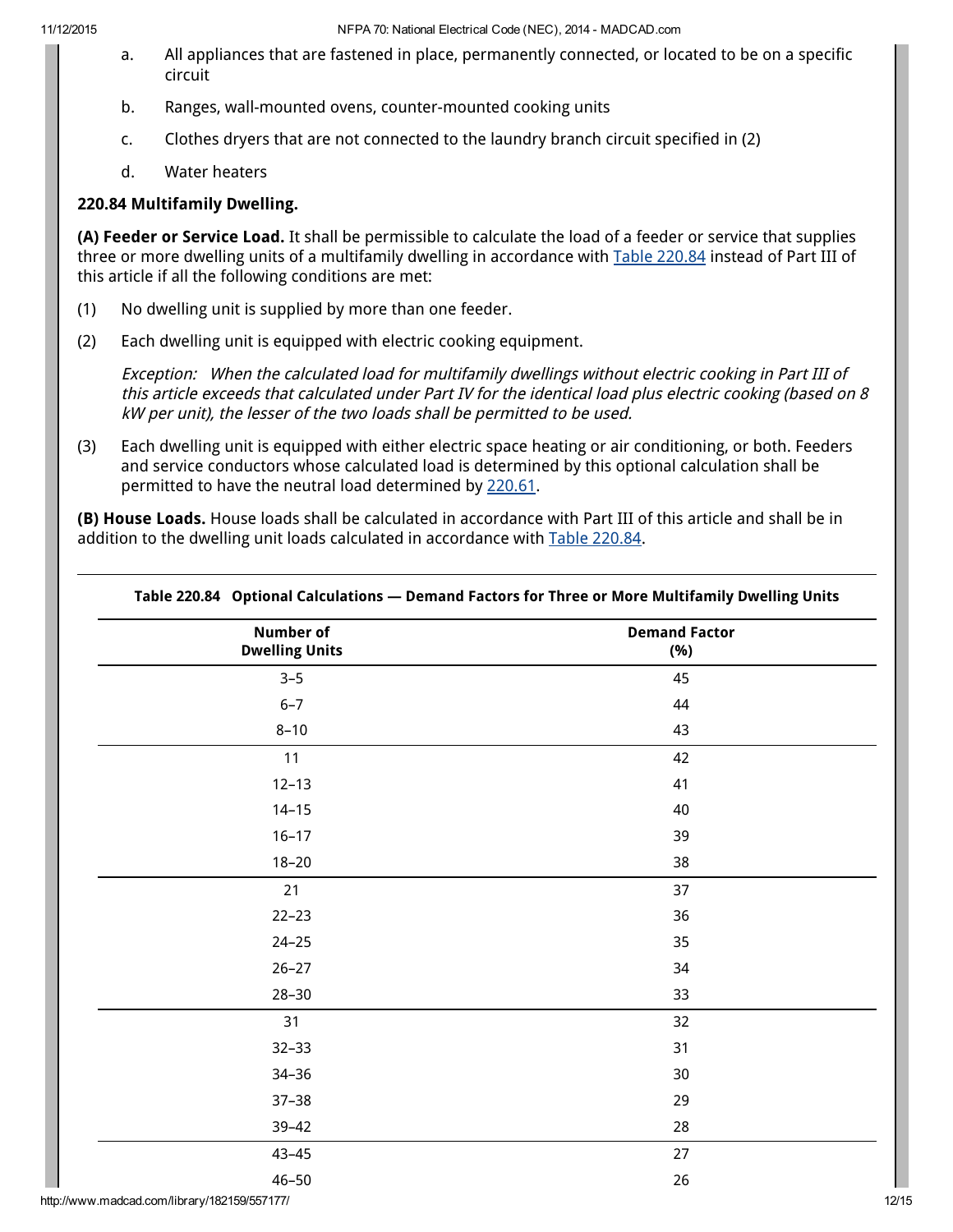a. All appliances that are fastened in place, permanently connected, or located to be on a specific circuit

b. Ranges, wall-mounted ovens, counter-mounted cooking units

c. Clothes dryers that are not connected to the laundry branch circuit specified in (2)

d. Water heaters

**220.84 Multifamily Dwelling.**

**(A) Feeder or Service Load.** It shall be permissible to calculate the load of a feeder or service that supplies three or more dwelling units of a multifamily dwelling in accordance with Table 220.84 instead of Part III of this article if all the following conditions are met:

(1) No dwelling unit is supplied by more than one feeder.

(2) Each dwelling unit is equipped with electric cooking equipment.

*Exception: When the calculated load for multifamily dwellings without electric cooking in Part III of this article exceeds that calculated under Part IV for the identical load plus electric cooking (based on 8 kW per unit), the lesser of the two loads shall be permitted to be used.*

(3) Each dwelling unit is equipped with either electric space heating or air conditioning, or both. Feeders and service conductors whose calculated load is determined by this optional calculation shall be permitted to have the neutral load determined by 220.61.

**(B) House Loads.** House loads shall be calculated in accordance with Part III of this article and shall be in addition to the dwelling unit loads calculated in accordance with Table 220.84.

**Table 220.84 Optional Calculations — Demand Factors for Three or More Multifamily Dwelling Units**

| Number of Dwelling Units | Demand Factor (%) |
|---|---|
| 3–5 | 45 |
| 6–7 | 44 |
| 8–10 | 43 |
| 11 | 42 |
| 12–13 | 41 |
| 14–15 | 40 |
| 16–17 | 39 |
| 18–20 | 38 |
| 21 | 37 |
| 22–23 | 36 |
| 24–25 | 35 |
| 26–27 | 34 |
| 28–30 | 33 |
| 31 | 32 |
| 32–33 | 31 |
| 34–36 | 30 |
| 37–38 | 29 |
| 39–42 | 28 |
| 43–45 | 27 |
| 46–50 | 26 |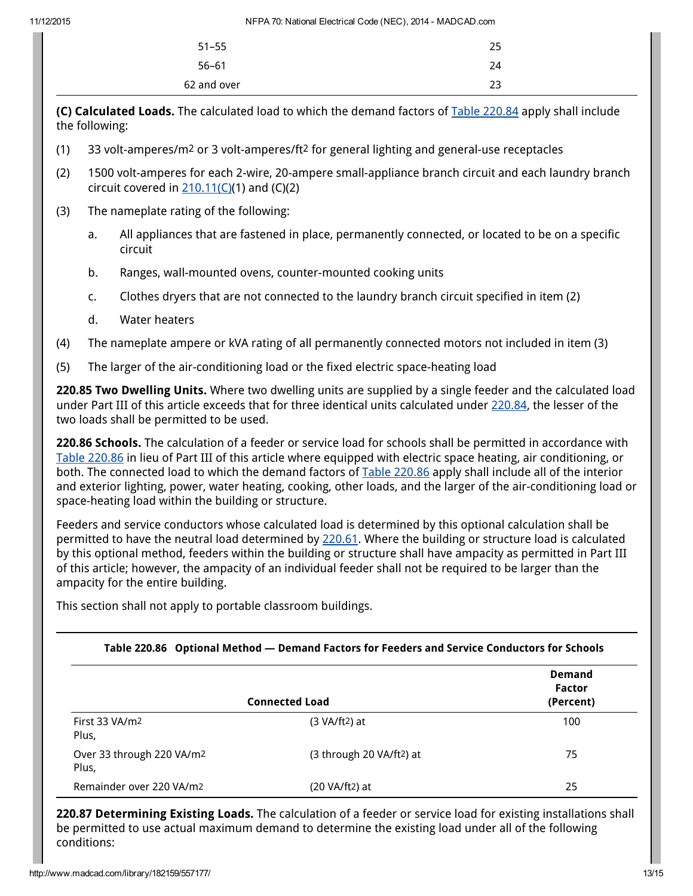| | |
|---|---|
| 51–55 | 25 |
| 56–61 | 24 |
| 62 and over | 23 |

**(C) Calculated Loads.** The calculated load to which the demand factors of Table 220.84 apply shall include the following:

(1) 33 volt-amperes/$m^2$ or 3 volt-amperes/$ft^2$ for general lighting and general-use receptacles

(2) 1500 volt-amperes for each 2-wire, 20-ampere small-appliance branch circuit and each laundry branch circuit covered in 210.11(C)(1) and (C)(2)

(3) The nameplate rating of the following:

- a. All appliances that are fastened in place, permanently connected, or located to be on a specific circuit
- b. Ranges, wall-mounted ovens, counter-mounted cooking units
- c. Clothes dryers that are not connected to the laundry branch circuit specified in item (2)
- d. Water heaters

(4) The nameplate ampere or kVA rating of all permanently connected motors not included in item (3)

(5) The larger of the air-conditioning load or the fixed electric space-heating load

**220.85 Two Dwelling Units.** Where two dwelling units are supplied by a single feeder and the calculated load under Part III of this article exceeds that for three identical units calculated under 220.84, the lesser of the two loads shall be permitted to be used.

**220.86 Schools.** The calculation of a feeder or service load for schools shall be permitted in accordance with Table 220.86 in lieu of Part III of this article where equipped with electric space heating, air conditioning, or both. The connected load to which the demand factors of Table 220.86 apply shall include all of the interior and exterior lighting, power, water heating, cooking, other loads, and the larger of the air-conditioning load or space-heating load within the building or structure.

Feeders and service conductors whose calculated load is determined by this optional calculation shall be permitted to have the neutral load determined by 220.61. Where the building or structure load is calculated by this optional method, feeders within the building or structure shall have ampacity as permitted in Part III of this article; however, the ampacity of an individual feeder shall not be required to be larger than the ampacity for the entire building.

This section shall not apply to portable classroom buildings.

**Table 220.86 Optional Method — Demand Factors for Feeders and Service Conductors for Schools**

| Connected Load | | Demand Factor (Percent) |
|---|---|---|
| First 33 VA/$m^2$ Plus, | (3 VA/$ft^2$) at | 100 |
| Over 33 through 220 VA/$m^2$ Plus, | (3 through 20 VA/$ft^2$) at | 75 |
| Remainder over 220 VA/$m^2$ | (20 VA/$ft^2$) at | 25 |

**220.87 Determining Existing Loads.** The calculation of a feeder or service load for existing installations shall be permitted to use actual maximum demand to determine the existing load under all of the following conditions: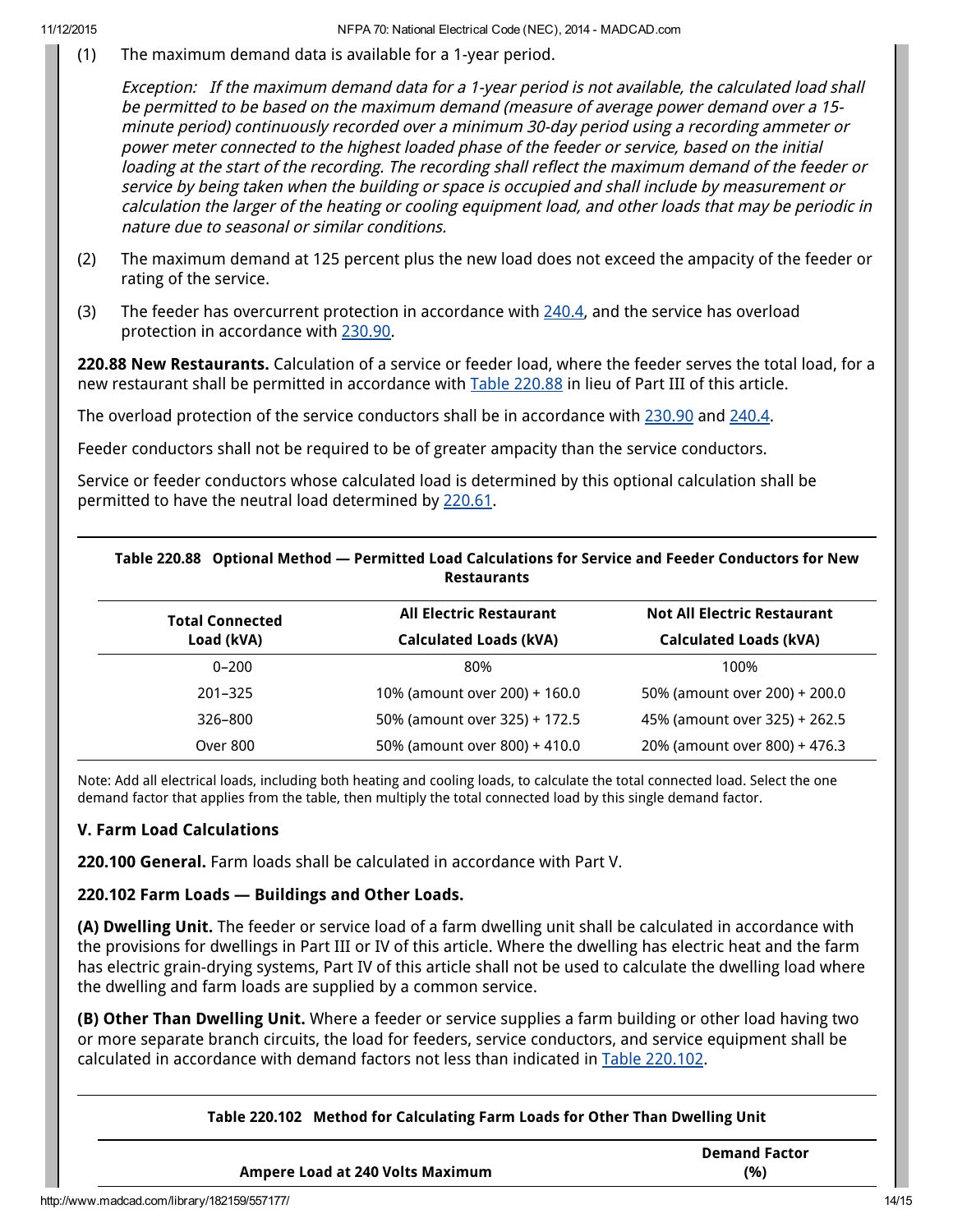(1) The maximum demand data is available for a 1-year period.

*Exception: If the maximum demand data for a 1-year period is not available, the calculated load shall be permitted to be based on the maximum demand (measure of average power demand over a 15-minute period) continuously recorded over a minimum 30-day period using a recording ammeter or power meter connected to the highest loaded phase of the feeder or service, based on the initial loading at the start of the recording. The recording shall reflect the maximum demand of the feeder or service by being taken when the building or space is occupied and shall include by measurement or calculation the larger of the heating or cooling equipment load, and other loads that may be periodic in nature due to seasonal or similar conditions.*

(2) The maximum demand at 125 percent plus the new load does not exceed the ampacity of the feeder or rating of the service.

(3) The feeder has overcurrent protection in accordance with 240.4, and the service has overload protection in accordance with 230.90.

**220.88 New Restaurants.** Calculation of a service or feeder load, where the feeder serves the total load, for a new restaurant shall be permitted in accordance with Table 220.88 in lieu of Part III of this article.

The overload protection of the service conductors shall be in accordance with 230.90 and 240.4.

Feeder conductors shall not be required to be of greater ampacity than the service conductors.

Service or feeder conductors whose calculated load is determined by this optional calculation shall be permitted to have the neutral load determined by 220.61.

**Table 220.88 Optional Method — Permitted Load Calculations for Service and Feeder Conductors for New Restaurants**

| Total Connected Load (kVA) | All Electric Restaurant Calculated Loads (kVA) | Not All Electric Restaurant Calculated Loads (kVA) |
|---|---|---|
| 0–200 | 80% | 100% |
| 201–325 | 10% (amount over 200) + 160.0 | 50% (amount over 200) + 200.0 |
| 326–800 | 50% (amount over 325) + 172.5 | 45% (amount over 325) + 262.5 |
| Over 800 | 50% (amount over 800) + 410.0 | 20% (amount over 800) + 476.3 |

Note: Add all electrical loads, including both heating and cooling loads, to calculate the total connected load. Select the one demand factor that applies from the table, then multiply the total connected load by this single demand factor.

## V. Farm Load Calculations

**220.100 General.** Farm loads shall be calculated in accordance with Part V.

**220.102 Farm Loads — Buildings and Other Loads.**

**(A) Dwelling Unit.** The feeder or service load of a farm dwelling unit shall be calculated in accordance with the provisions for dwellings in Part III or IV of this article. Where the dwelling has electric heat and the farm has electric grain-drying systems, Part IV of this article shall not be used to calculate the dwelling load where the dwelling and farm loads are supplied by a common service.

**(B) Other Than Dwelling Unit.** Where a feeder or service supplies a farm building or other load having two or more separate branch circuits, the load for feeders, service conductors, and service equipment shall be calculated in accordance with demand factors not less than indicated in Table 220.102.

**Table 220.102 Method for Calculating Farm Loads for Other Than Dwelling Unit**

| Ampere Load at 240 Volts Maximum | Demand Factor (%) |
|---|---|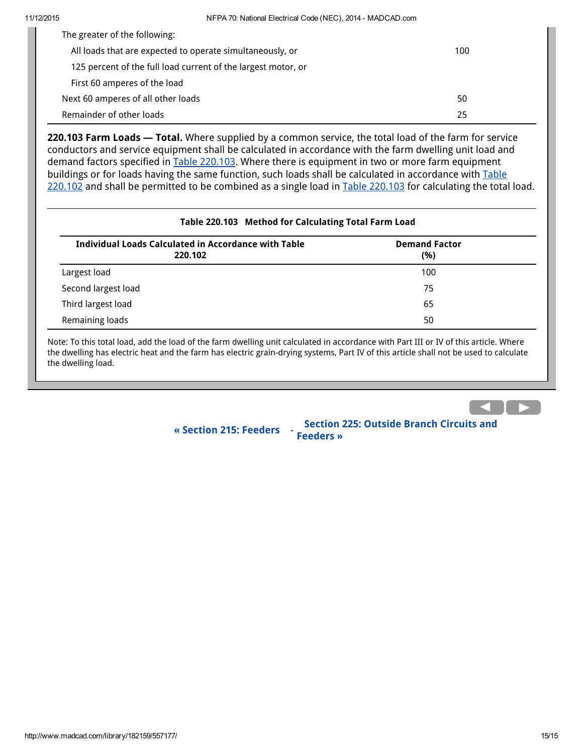| | |
|---|---|
| The greater of the following: | |
| All loads that are expected to operate simultaneously, or | 100 |
| 125 percent of the full load current of the largest motor, or | |
| First 60 amperes of the load | |
| Next 60 amperes of all other loads | 50 |
| Remainder of other loads | 25 |

**220.103 Farm Loads — Total.** Where supplied by a common service, the total load of the farm for service conductors and service equipment shall be calculated in accordance with the farm dwelling unit load and demand factors specified in Table 220.103. Where there is equipment in two or more farm equipment buildings or for loads having the same function, such loads shall be calculated in accordance with Table 220.102 and shall be permitted to be combined as a single load in Table 220.103 for calculating the total load.

**Table 220.103 Method for Calculating Total Farm Load**

| Individual Loads Calculated in Accordance with Table 220.102 | Demand Factor (%) |
|---|---|
| Largest load | 100 |
| Second largest load | 75 |
| Third largest load | 65 |
| Remaining loads | 50 |

Note: To this total load, add the load of the farm dwelling unit calculated in accordance with Part III or IV of this article. Where the dwelling has electric heat and the farm has electric grain-drying systems, Part IV of this article shall not be used to calculate the dwelling load.

« Section 215: Feeders - Section 225: Outside Branch Circuits and Feeders »